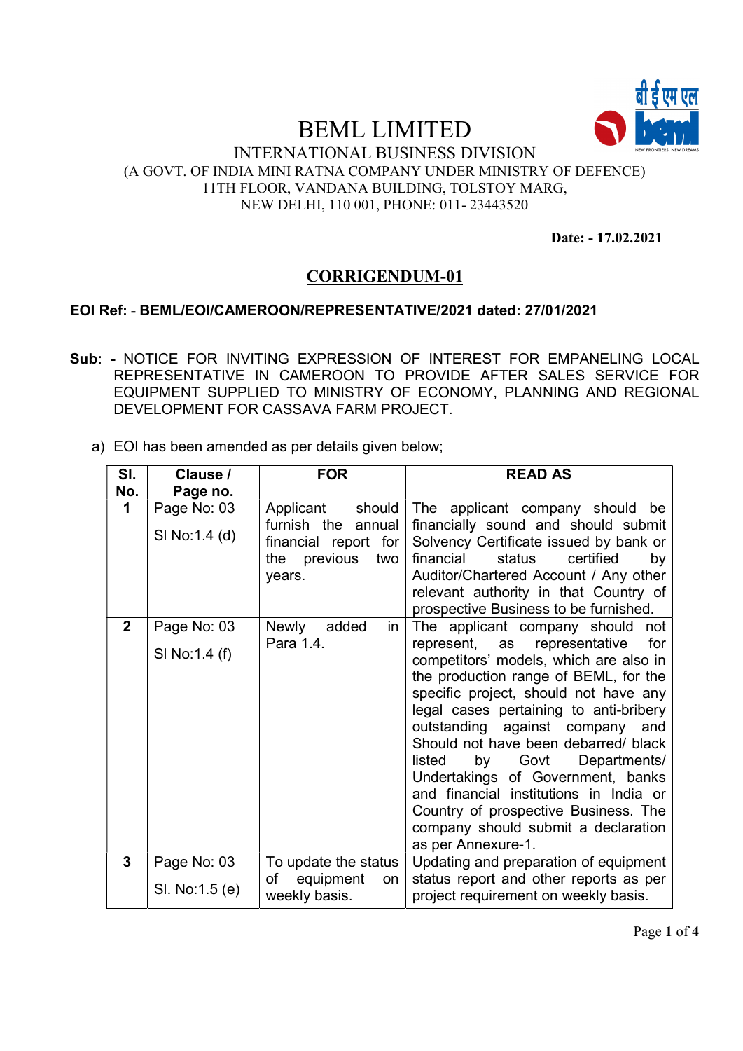# BEML LIMITED

INTERNATIONAL BUSINESS DIVISION
(A GOVT. OF INDIA MINI RATNA COMPANY UNDER MINISTRY OF DEFENCE)
11TH FLOOR, VANDANA BUILDING, TOLSTOY MARG,
NEW DELHI, 110 001, PHONE: 011- 23443520

**Date: - 17.02.2021**

## CORRIGENDUM-01

**EOI Ref: - BEML/EOI/CAMEROON/REPRESENTATIVE/2021 dated: 27/01/2021**

**Sub: -** NOTICE FOR INVITING EXPRESSION OF INTEREST FOR EMPANELING LOCAL REPRESENTATIVE IN CAMEROON TO PROVIDE AFTER SALES SERVICE FOR EQUIPMENT SUPPLIED TO MINISTRY OF ECONOMY, PLANNING AND REGIONAL DEVELOPMENT FOR CASSAVA FARM PROJECT.

a) EOI has been amended as per details given below;

| Sl. No. | Clause / Page no. | FOR | READ AS |
|---|---|---|---|
| **1** | Page No: 03<br>Sl No:1.4 (d) | Applicant should furnish the annual financial report for the previous two years. | The applicant company should be financially sound and should submit Solvency Certificate issued by bank or financial status certified by Auditor/Chartered Account / Any other relevant authority in that Country of prospective Business to be furnished. |
| **2** | Page No: 03<br>Sl No:1.4 (f) | Newly added in Para 1.4. | The applicant company should not represent, as representative for competitors' models, which are also in the production range of BEML, for the specific project, should not have any legal cases pertaining to anti-bribery outstanding against company and Should not have been debarred/ black listed by Govt Departments/ Undertakings of Government, banks and financial institutions in India or Country of prospective Business. The company should submit a declaration as per Annexure-1. |
| **3** | Page No: 03<br>Sl. No:1.5 (e) | To update the status of equipment on weekly basis. | Updating and preparation of equipment status report and other reports as per project requirement on weekly basis. |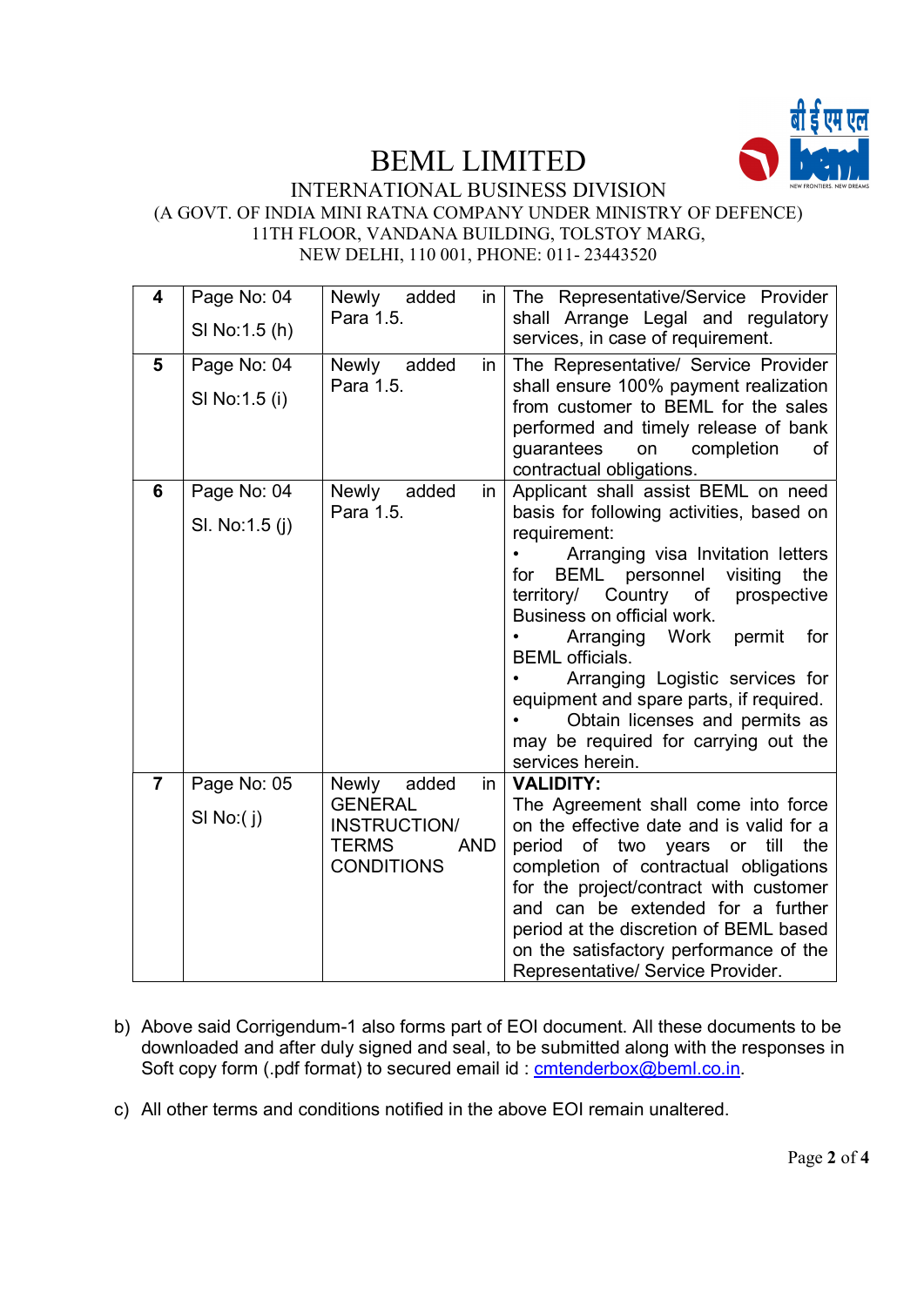# BEML LIMITED

INTERNATIONAL BUSINESS DIVISION

(A GOVT. OF INDIA MINI RATNA COMPANY UNDER MINISTRY OF DEFENCE)

11TH FLOOR, VANDANA BUILDING, TOLSTOY MARG,

NEW DELHI, 110 001, PHONE: 011- 23443520

| | | | |
|---|---|---|---|
| 4 | Page No: 04<br>Sl No:1.5 (h) | Newly added in Para 1.5. | The Representative/Service Provider shall Arrange Legal and regulatory services, in case of requirement. |
| 5 | Page No: 04<br>Sl No:1.5 (i) | Newly added in Para 1.5. | The Representative/ Service Provider shall ensure 100% payment realization from customer to BEML for the sales performed and timely release of bank guarantees on completion of contractual obligations. |
| 6 | Page No: 04<br>Sl. No:1.5 (j) | Newly added in Para 1.5. | Applicant shall assist BEML on need basis for following activities, based on requirement:<br>• Arranging visa Invitation letters for BEML personnel visiting the territory/ Country of prospective Business on official work.<br>• Arranging Work permit for BEML officials.<br>• Arranging Logistic services for equipment and spare parts, if required.<br>• Obtain licenses and permits as may be required for carrying out the services herein. |
| 7 | Page No: 05<br>Sl No:( j) | Newly added in GENERAL INSTRUCTION/ TERMS AND CONDITIONS | **VALIDITY:**<br>The Agreement shall come into force on the effective date and is valid for a period of two years or till the completion of contractual obligations for the project/contract with customer and can be extended for a further period at the discretion of BEML based on the satisfactory performance of the Representative/ Service Provider. |

b) Above said Corrigendum-1 also forms part of EOI document. All these documents to be downloaded and after duly signed and seal, to be submitted along with the responses in Soft copy form (.pdf format) to secured email id : cmtenderbox@beml.co.in.

c) All other terms and conditions notified in the above EOI remain unaltered.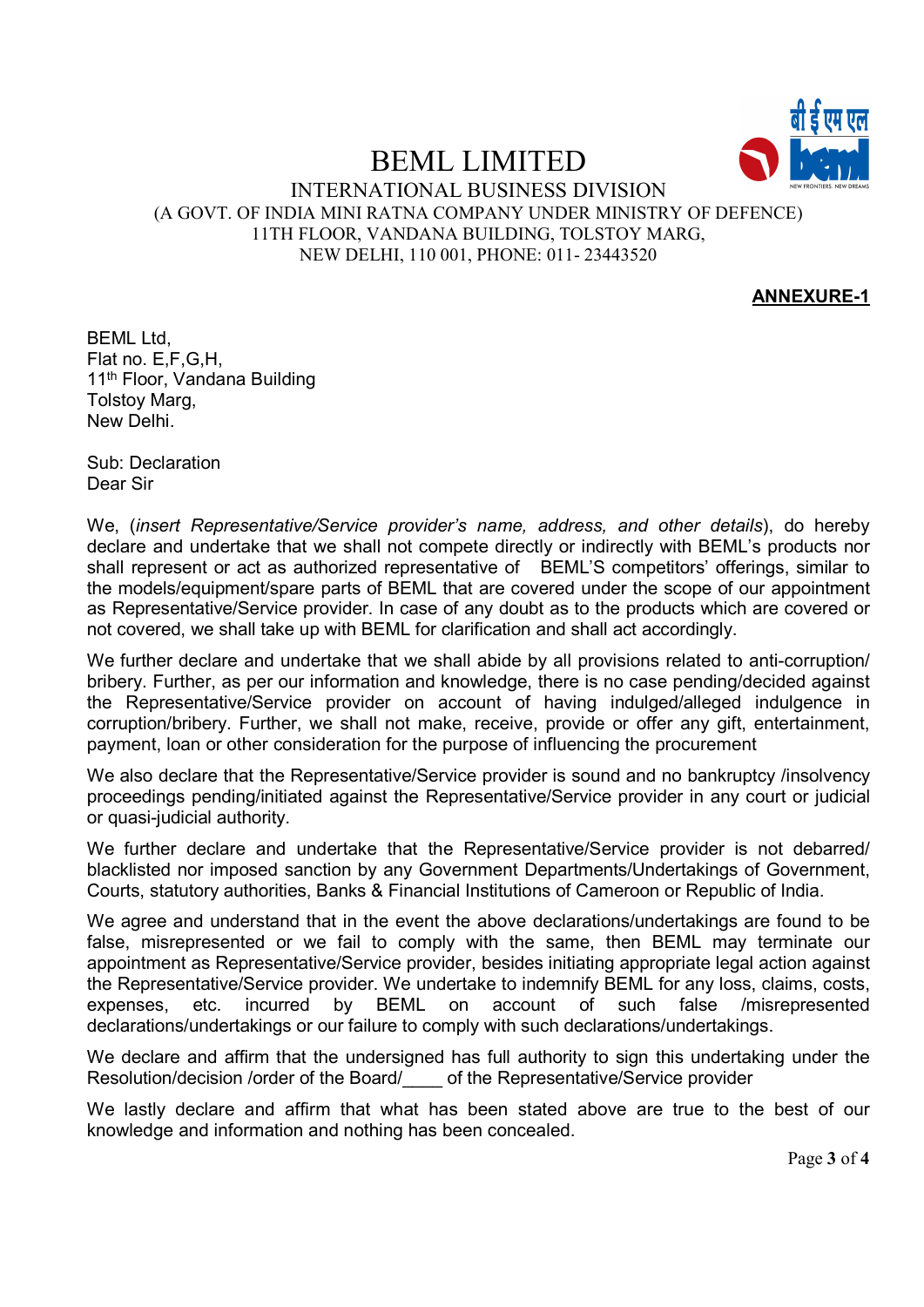# BEML LIMITED

INTERNATIONAL BUSINESS DIVISION
(A GOVT. OF INDIA MINI RATNA COMPANY UNDER MINISTRY OF DEFENCE)
11TH FLOOR, VANDANA BUILDING, TOLSTOY MARG,
NEW DELHI, 110 001, PHONE: 011- 23443520

**ANNEXURE-1**

BEML Ltd,
Flat no. E,F,G,H,
11th Floor, Vandana Building
Tolstoy Marg,
New Delhi.

Sub: Declaration
Dear Sir

We, (*insert Representative/Service provider's name, address, and other details*), do hereby declare and undertake that we shall not compete directly or indirectly with BEML's products nor shall represent or act as authorized representative of BEML'S competitors' offerings, similar to the models/equipment/spare parts of BEML that are covered under the scope of our appointment as Representative/Service provider. In case of any doubt as to the products which are covered or not covered, we shall take up with BEML for clarification and shall act accordingly.

We further declare and undertake that we shall abide by all provisions related to anti-corruption/ bribery. Further, as per our information and knowledge, there is no case pending/decided against the Representative/Service provider on account of having indulged/alleged indulgence in corruption/bribery. Further, we shall not make, receive, provide or offer any gift, entertainment, payment, loan or other consideration for the purpose of influencing the procurement

We also declare that the Representative/Service provider is sound and no bankruptcy /insolvency proceedings pending/initiated against the Representative/Service provider in any court or judicial or quasi-judicial authority.

We further declare and undertake that the Representative/Service provider is not debarred/ blacklisted nor imposed sanction by any Government Departments/Undertakings of Government, Courts, statutory authorities, Banks & Financial Institutions of Cameroon or Republic of India.

We agree and understand that in the event the above declarations/undertakings are found to be false, misrepresented or we fail to comply with the same, then BEML may terminate our appointment as Representative/Service provider, besides initiating appropriate legal action against the Representative/Service provider. We undertake to indemnify BEML for any loss, claims, costs, expenses, etc. incurred by BEML on account of such false /misrepresented declarations/undertakings or our failure to comply with such declarations/undertakings.

We declare and affirm that the undersigned has full authority to sign this undertaking under the Resolution/decision /order of the Board/____ of the Representative/Service provider

We lastly declare and affirm that what has been stated above are true to the best of our knowledge and information and nothing has been concealed.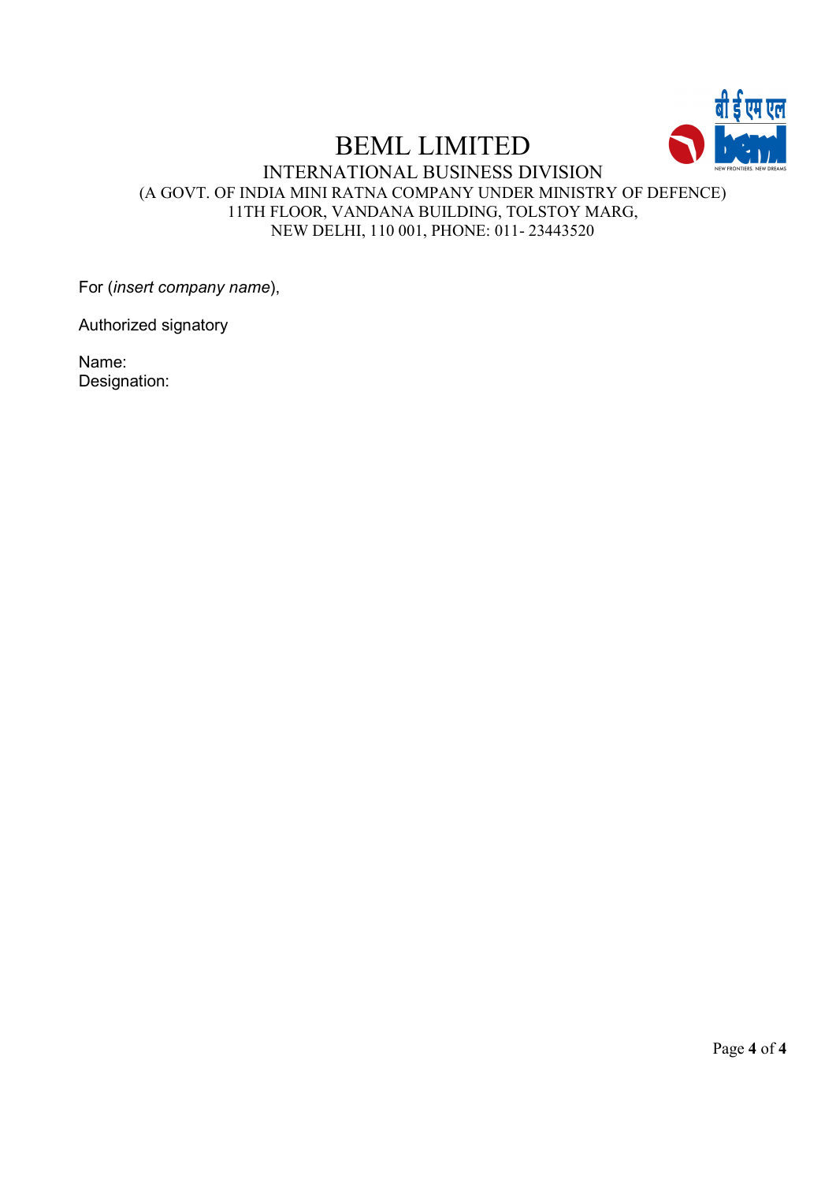# BEML LIMITED

INTERNATIONAL BUSINESS DIVISION
(A GOVT. OF INDIA MINI RATNA COMPANY UNDER MINISTRY OF DEFENCE)
11TH FLOOR, VANDANA BUILDING, TOLSTOY MARG,
NEW DELHI, 110 001, PHONE: 011- 23443520

For (*insert company name*),

Authorized signatory

Name:
Designation: